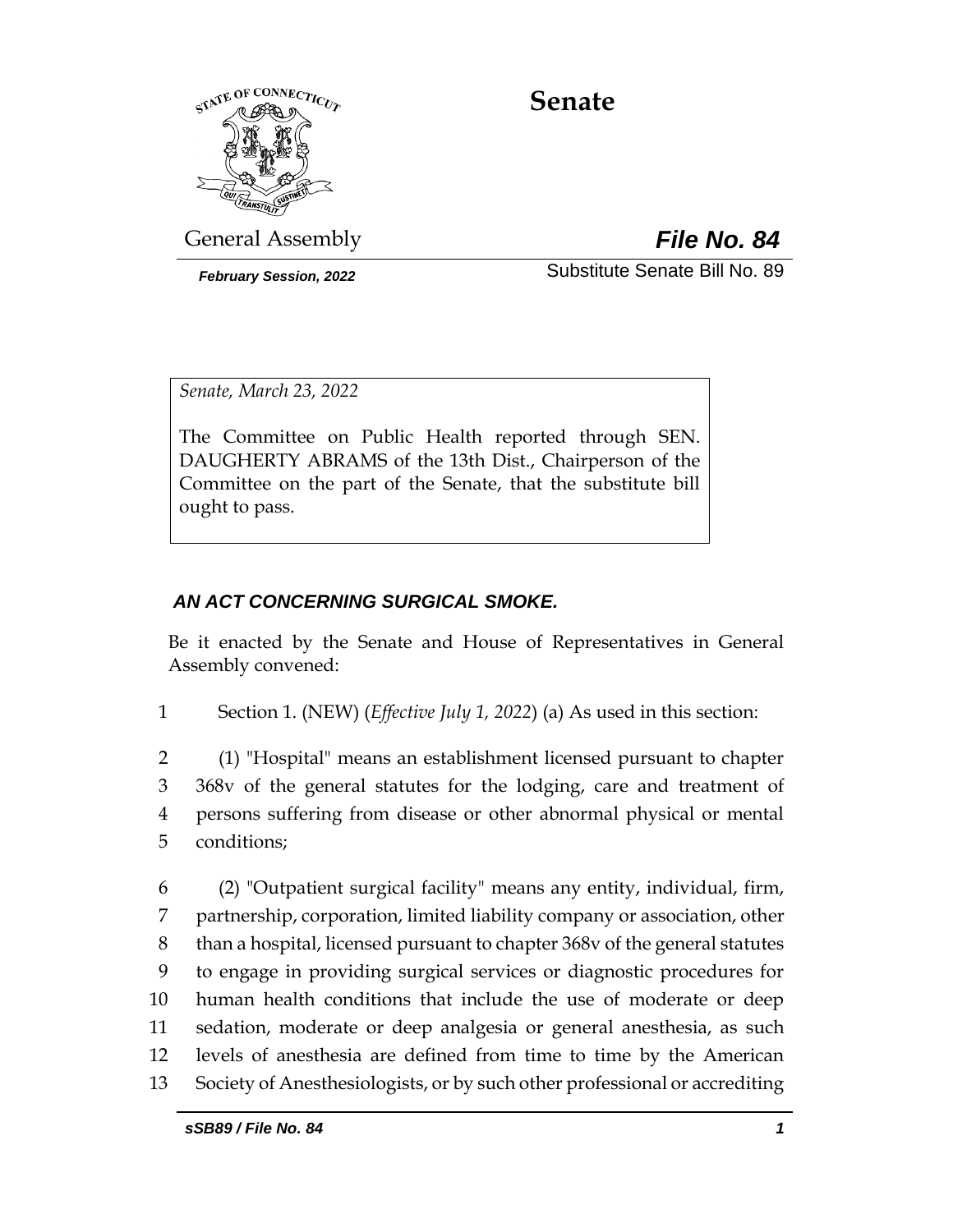# Senate

General Assembly

***File No. 84***

***February Session, 2022***

Substitute Senate Bill No. 89

*Senate, March 23, 2022*

The Committee on Public Health reported through SEN. DAUGHERTY ABRAMS of the 13th Dist., Chairperson of the Committee on the part of the Senate, that the substitute bill ought to pass.

***AN ACT CONCERNING SURGICAL SMOKE.***

Be it enacted by the Senate and House of Representatives in General Assembly convened:

1 Section 1. (NEW) (*Effective July 1, 2022*) (a) As used in this section:

2 (1) "Hospital" means an establishment licensed pursuant to chapter
3 368v of the general statutes for the lodging, care and treatment of
4 persons suffering from disease or other abnormal physical or mental
5 conditions;

6 (2) "Outpatient surgical facility" means any entity, individual, firm,
7 partnership, corporation, limited liability company or association, other
8 than a hospital, licensed pursuant to chapter 368v of the general statutes
9 to engage in providing surgical services or diagnostic procedures for
10 human health conditions that include the use of moderate or deep
11 sedation, moderate or deep analgesia or general anesthesia, as such
12 levels of anesthesia are defined from time to time by the American
13 Society of Anesthesiologists, or by such other professional or accrediting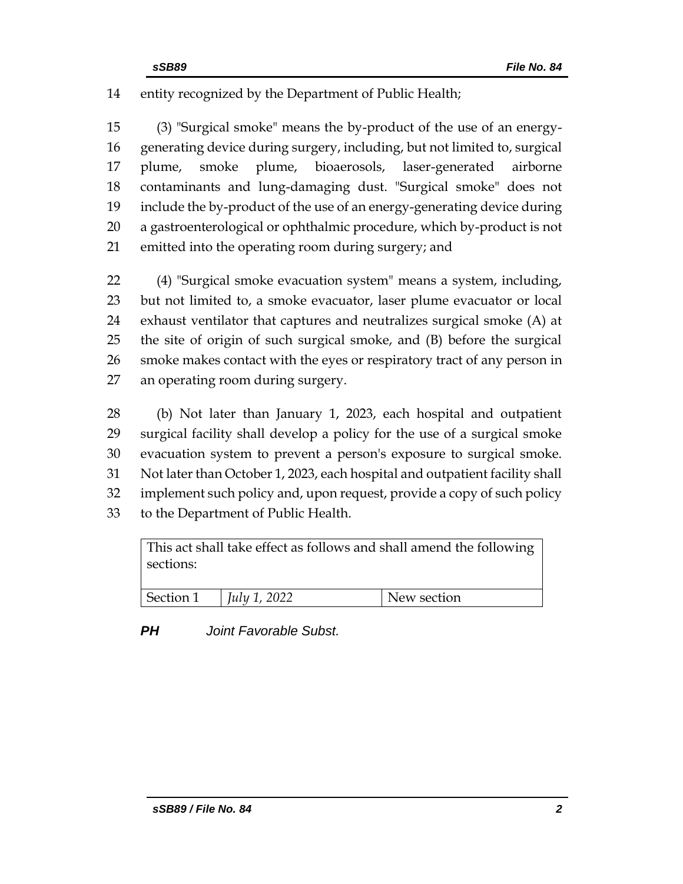entity recognized by the Department of Public Health;

(3) "Surgical smoke" means the by-product of the use of an energy-generating device during surgery, including, but not limited to, surgical plume, smoke plume, bioaerosols, laser-generated airborne contaminants and lung-damaging dust. "Surgical smoke" does not include the by-product of the use of an energy-generating device during a gastroenterological or ophthalmic procedure, which by-product is not emitted into the operating room during surgery; and

(4) "Surgical smoke evacuation system" means a system, including, but not limited to, a smoke evacuator, laser plume evacuator or local exhaust ventilator that captures and neutralizes surgical smoke (A) at the site of origin of such surgical smoke, and (B) before the surgical smoke makes contact with the eyes or respiratory tract of any person in an operating room during surgery.

(b) Not later than January 1, 2023, each hospital and outpatient surgical facility shall develop a policy for the use of a surgical smoke evacuation system to prevent a person's exposure to surgical smoke. Not later than October 1, 2023, each hospital and outpatient facility shall implement such policy and, upon request, provide a copy of such policy to the Department of Public Health.

| This act shall take effect as follows and shall amend the following sections: | | |
|---|---|---|
| Section 1 | *July 1, 2022* | New section |

***PH*** *Joint Favorable Subst.*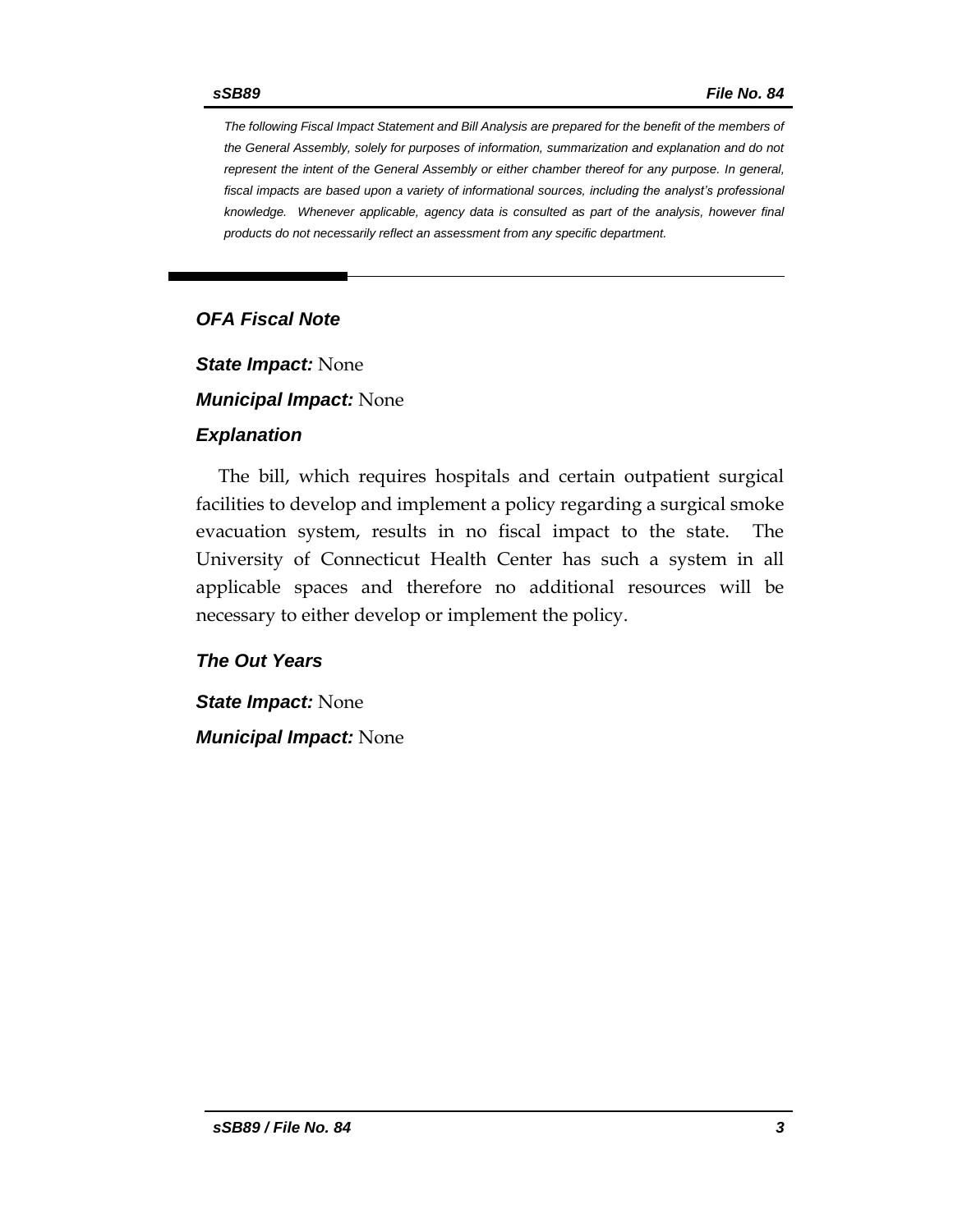*The following Fiscal Impact Statement and Bill Analysis are prepared for the benefit of the members of the General Assembly, solely for purposes of information, summarization and explanation and do not represent the intent of the General Assembly or either chamber thereof for any purpose. In general, fiscal impacts are based upon a variety of informational sources, including the analyst's professional knowledge. Whenever applicable, agency data is consulted as part of the analysis, however final products do not necessarily reflect an assessment from any specific department.*

## *OFA Fiscal Note*

***State Impact:*** None

***Municipal Impact:*** None

### *Explanation*

The bill, which requires hospitals and certain outpatient surgical facilities to develop and implement a policy regarding a surgical smoke evacuation system, results in no fiscal impact to the state. The University of Connecticut Health Center has such a system in all applicable spaces and therefore no additional resources will be necessary to either develop or implement the policy.

### *The Out Years*

***State Impact:*** None

***Municipal Impact:*** None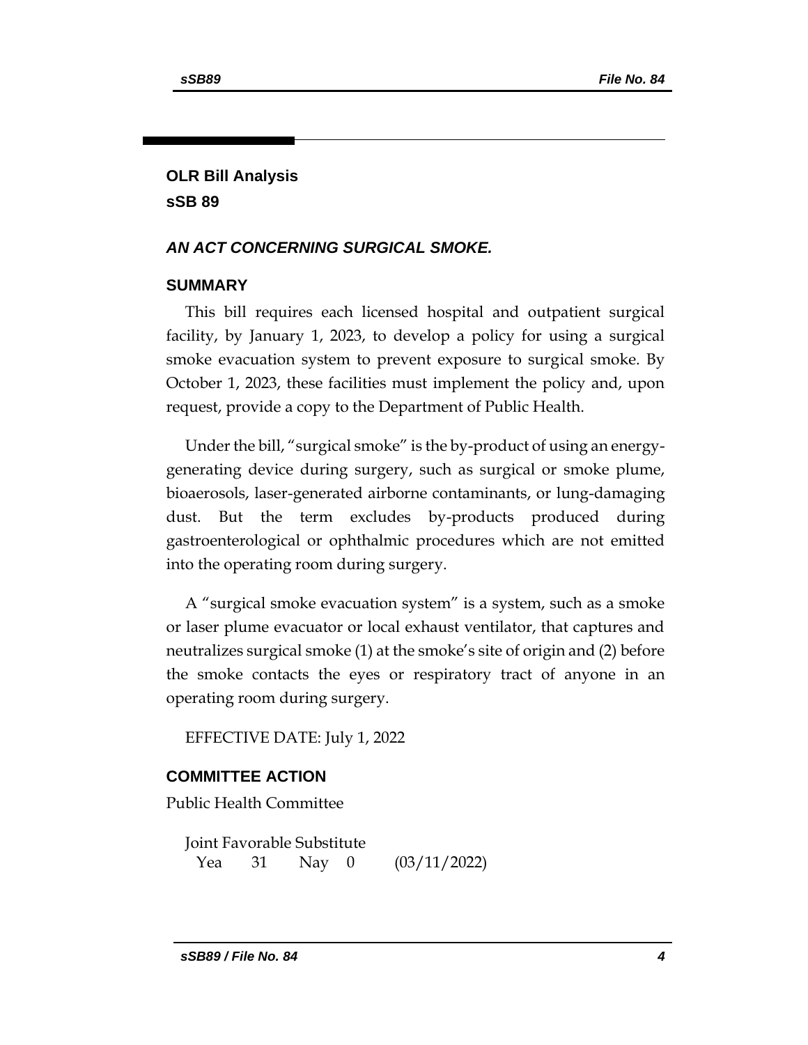# OLR Bill Analysis

## sSB 89

### *AN ACT CONCERNING SURGICAL SMOKE.*

### SUMMARY

This bill requires each licensed hospital and outpatient surgical facility, by January 1, 2023, to develop a policy for using a surgical smoke evacuation system to prevent exposure to surgical smoke. By October 1, 2023, these facilities must implement the policy and, upon request, provide a copy to the Department of Public Health.

Under the bill, "surgical smoke" is the by-product of using an energy-generating device during surgery, such as surgical or smoke plume, bioaerosols, laser-generated airborne contaminants, or lung-damaging dust. But the term excludes by-products produced during gastroenterological or ophthalmic procedures which are not emitted into the operating room during surgery.

A "surgical smoke evacuation system" is a system, such as a smoke or laser plume evacuator or local exhaust ventilator, that captures and neutralizes surgical smoke (1) at the smoke's site of origin and (2) before the smoke contacts the eyes or respiratory tract of anyone in an operating room during surgery.

EFFECTIVE DATE: July 1, 2022

### COMMITTEE ACTION

Public Health Committee

| | | | | |
|---|---|---|---|---|
| Joint Favorable Substitute | | | | |
| Yea | 31 | Nay | 0 | (03/11/2022) |